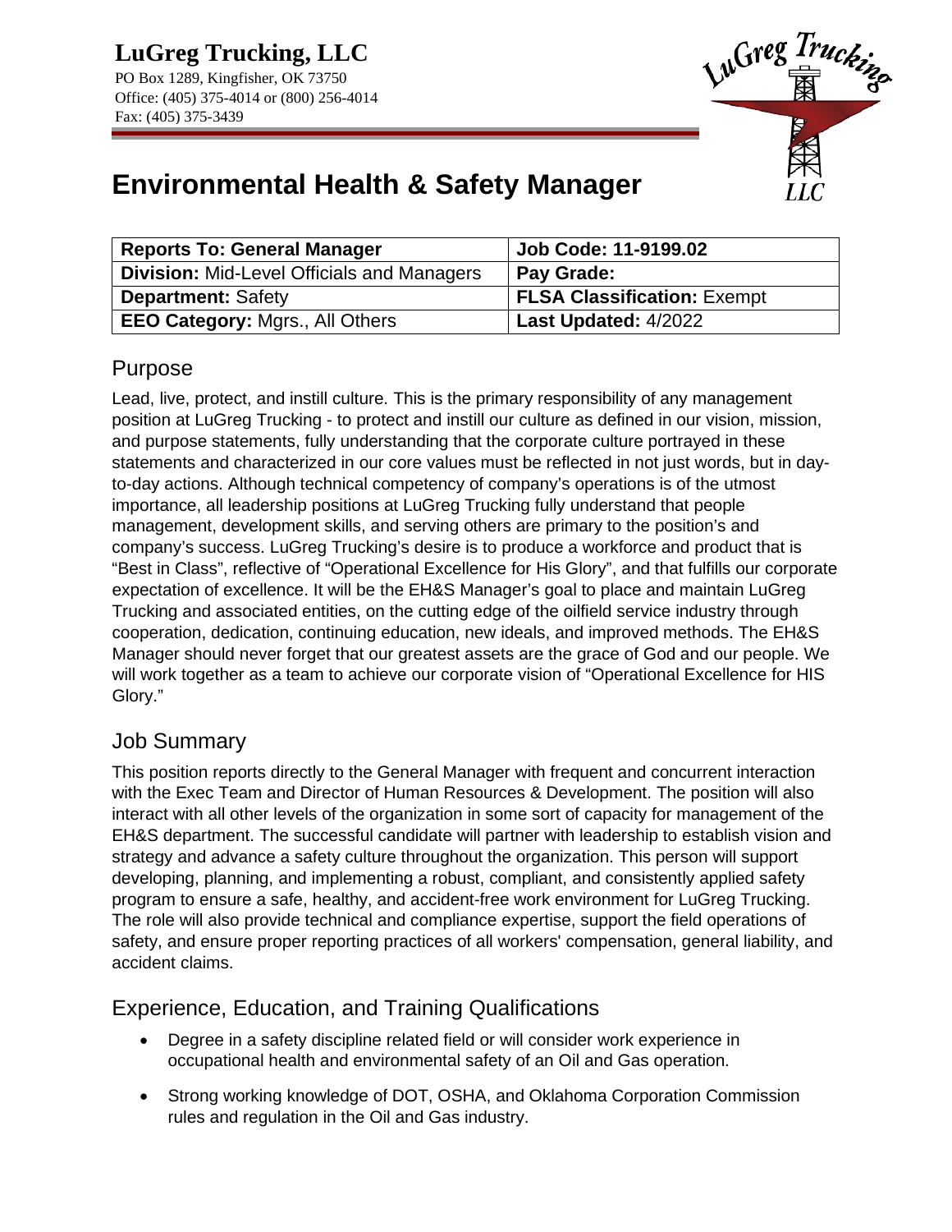# LuGreg Trucking, LLC

PO Box 1289, Kingfisher, OK 73750
Office: (405) 375-4014 or (800) 256-4014
Fax: (405) 375-3439

# Environmental Health & Safety Manager

| **Reports To: General Manager** | **Job Code: 11-9199.02** |
|---|---|
| **Division:** Mid-Level Officials and Managers | **Pay Grade:** |
| **Department:** Safety | **FLSA Classification:** Exempt |
| **EEO Category:** Mgrs., All Others | **Last Updated:** 4/2022 |

## Purpose

Lead, live, protect, and instill culture. This is the primary responsibility of any management position at LuGreg Trucking - to protect and instill our culture as defined in our vision, mission, and purpose statements, fully understanding that the corporate culture portrayed in these statements and characterized in our core values must be reflected in not just words, but in day-to-day actions. Although technical competency of company's operations is of the utmost importance, all leadership positions at LuGreg Trucking fully understand that people management, development skills, and serving others are primary to the position's and company's success. LuGreg Trucking's desire is to produce a workforce and product that is "Best in Class", reflective of "Operational Excellence for His Glory", and that fulfills our corporate expectation of excellence. It will be the EH&S Manager's goal to place and maintain LuGreg Trucking and associated entities, on the cutting edge of the oilfield service industry through cooperation, dedication, continuing education, new ideals, and improved methods. The EH&S Manager should never forget that our greatest assets are the grace of God and our people. We will work together as a team to achieve our corporate vision of "Operational Excellence for HIS Glory."

## Job Summary

This position reports directly to the General Manager with frequent and concurrent interaction with the Exec Team and Director of Human Resources & Development. The position will also interact with all other levels of the organization in some sort of capacity for management of the EH&S department. The successful candidate will partner with leadership to establish vision and strategy and advance a safety culture throughout the organization. This person will support developing, planning, and implementing a robust, compliant, and consistently applied safety program to ensure a safe, healthy, and accident-free work environment for LuGreg Trucking. The role will also provide technical and compliance expertise, support the field operations of safety, and ensure proper reporting practices of all workers' compensation, general liability, and accident claims.

## Experience, Education, and Training Qualifications

- Degree in a safety discipline related field or will consider work experience in occupational health and environmental safety of an Oil and Gas operation.
- Strong working knowledge of DOT, OSHA, and Oklahoma Corporation Commission rules and regulation in the Oil and Gas industry.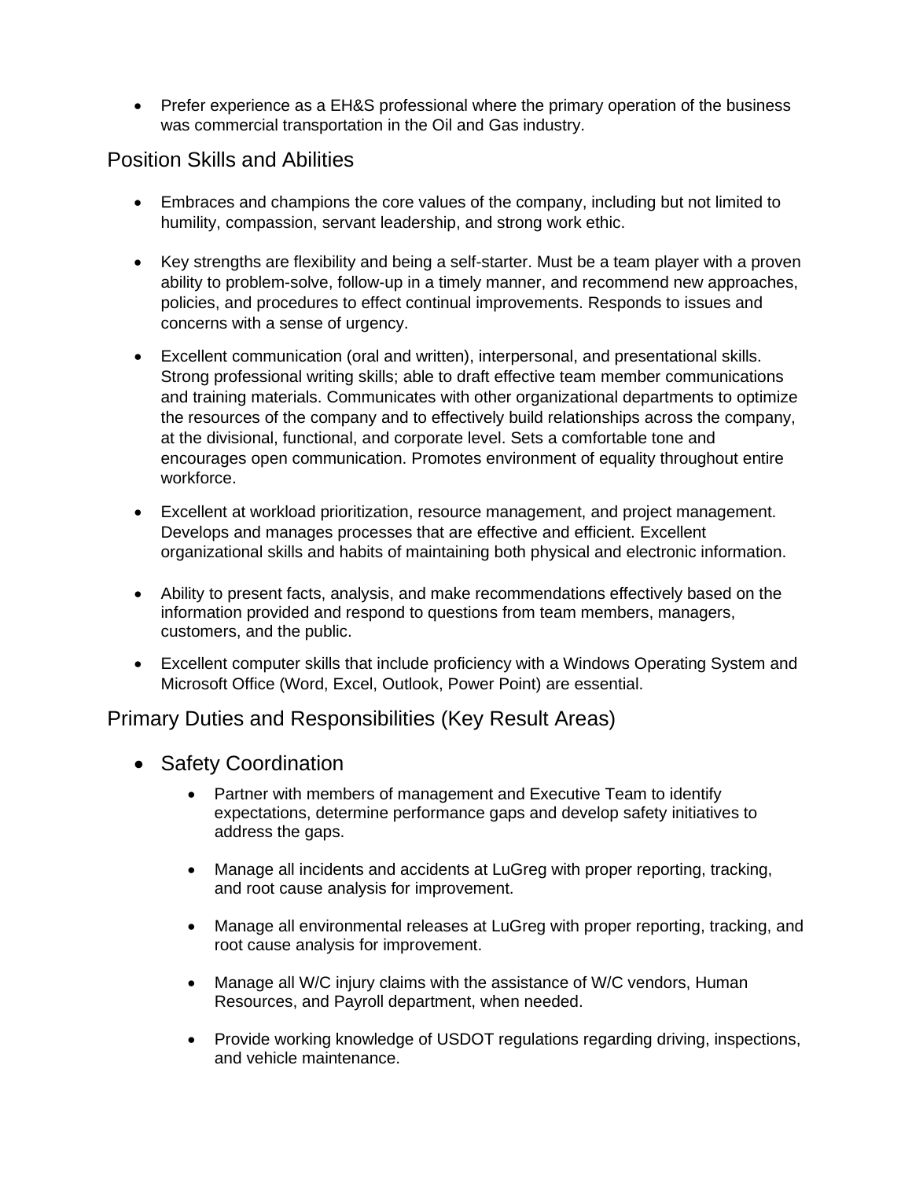- Prefer experience as a EH&S professional where the primary operation of the business was commercial transportation in the Oil and Gas industry.

## Position Skills and Abilities

- Embraces and champions the core values of the company, including but not limited to humility, compassion, servant leadership, and strong work ethic.
- Key strengths are flexibility and being a self-starter. Must be a team player with a proven ability to problem-solve, follow-up in a timely manner, and recommend new approaches, policies, and procedures to effect continual improvements. Responds to issues and concerns with a sense of urgency.
- Excellent communication (oral and written), interpersonal, and presentational skills. Strong professional writing skills; able to draft effective team member communications and training materials. Communicates with other organizational departments to optimize the resources of the company and to effectively build relationships across the company, at the divisional, functional, and corporate level. Sets a comfortable tone and encourages open communication. Promotes environment of equality throughout entire workforce.
- Excellent at workload prioritization, resource management, and project management. Develops and manages processes that are effective and efficient. Excellent organizational skills and habits of maintaining both physical and electronic information.
- Ability to present facts, analysis, and make recommendations effectively based on the information provided and respond to questions from team members, managers, customers, and the public.
- Excellent computer skills that include proficiency with a Windows Operating System and Microsoft Office (Word, Excel, Outlook, Power Point) are essential.

## Primary Duties and Responsibilities (Key Result Areas)

- Safety Coordination
  - Partner with members of management and Executive Team to identify expectations, determine performance gaps and develop safety initiatives to address the gaps.
  - Manage all incidents and accidents at LuGreg with proper reporting, tracking, and root cause analysis for improvement.
  - Manage all environmental releases at LuGreg with proper reporting, tracking, and root cause analysis for improvement.
  - Manage all W/C injury claims with the assistance of W/C vendors, Human Resources, and Payroll department, when needed.
  - Provide working knowledge of USDOT regulations regarding driving, inspections, and vehicle maintenance.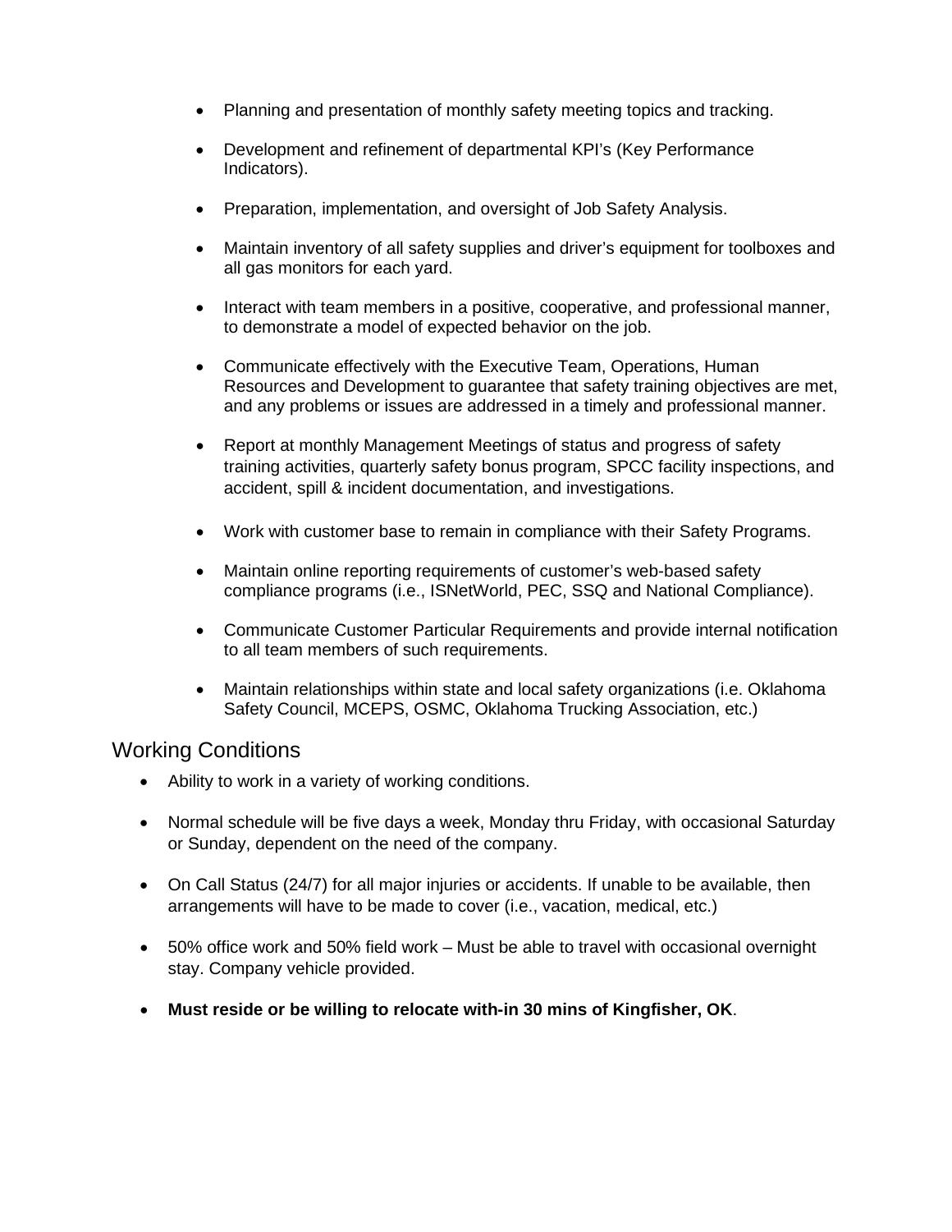- Planning and presentation of monthly safety meeting topics and tracking.

- Development and refinement of departmental KPI's (Key Performance Indicators).

- Preparation, implementation, and oversight of Job Safety Analysis.

- Maintain inventory of all safety supplies and driver's equipment for toolboxes and all gas monitors for each yard.

- Interact with team members in a positive, cooperative, and professional manner, to demonstrate a model of expected behavior on the job.

- Communicate effectively with the Executive Team, Operations, Human Resources and Development to guarantee that safety training objectives are met, and any problems or issues are addressed in a timely and professional manner.

- Report at monthly Management Meetings of status and progress of safety training activities, quarterly safety bonus program, SPCC facility inspections, and accident, spill & incident documentation, and investigations.

- Work with customer base to remain in compliance with their Safety Programs.

- Maintain online reporting requirements of customer's web-based safety compliance programs (i.e., ISNetWorld, PEC, SSQ and National Compliance).

- Communicate Customer Particular Requirements and provide internal notification to all team members of such requirements.

- Maintain relationships within state and local safety organizations (i.e. Oklahoma Safety Council, MCEPS, OSMC, Oklahoma Trucking Association, etc.)

## Working Conditions

- Ability to work in a variety of working conditions.

- Normal schedule will be five days a week, Monday thru Friday, with occasional Saturday or Sunday, dependent on the need of the company.

- On Call Status (24/7) for all major injuries or accidents. If unable to be available, then arrangements will have to be made to cover (i.e., vacation, medical, etc.)

- 50% office work and 50% field work – Must be able to travel with occasional overnight stay. Company vehicle provided.

- **Must reside or be willing to relocate with-in 30 mins of Kingfisher, OK**.